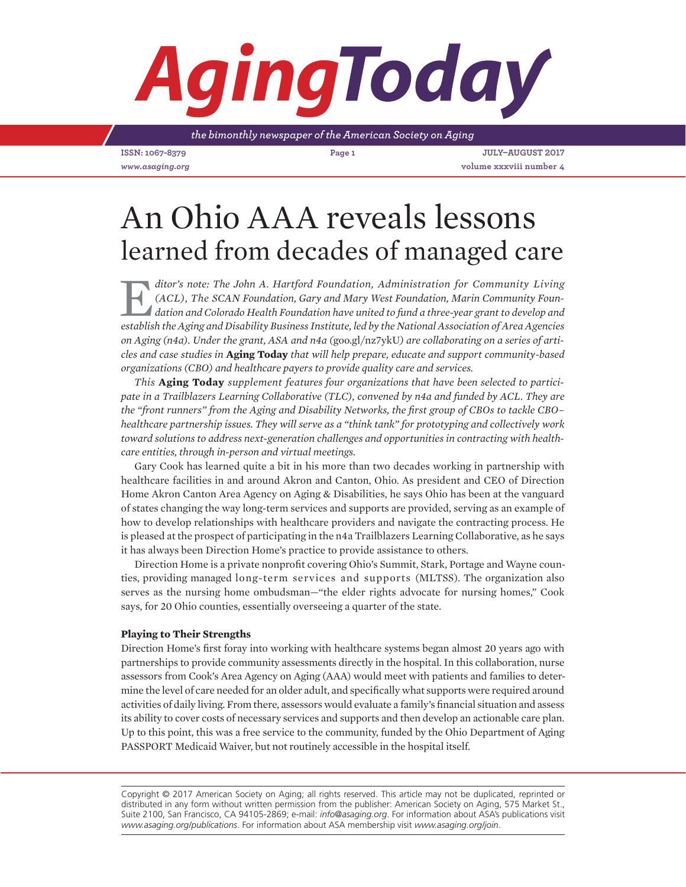# An Ohio AAA reveals lessons learned from decades of managed care

*Editor's note: The John A. Hartford Foundation, Administration for Community Living (ACL), The SCAN Foundation, Gary and Mary West Foundation, Marin Community Foundation and Colorado Health Foundation have united to fund a three-year grant to develop and establish the Aging and Disability Business Institute, led by the National Association of Area Agencies on Aging (n4a). Under the grant, ASA and n4a* (goo.gl/nz7ykU) *are collaborating on a series of articles and case studies in* **Aging Today** *that will help prepare, educate and support community-based organizations (CBO) and healthcare payers to provide quality care and services.*

*This* **Aging Today** *supplement features four organizations that have been selected to participate in a Trailblazers Learning Collaborative (TLC), convened by n4a and funded by ACL. They are the "front runners" from the Aging and Disability Networks, the first group of CBOs to tackle CBO–healthcare partnership issues. They will serve as a "think tank" for prototyping and collectively work toward solutions to address next-generation challenges and opportunities in contracting with healthcare entities, through in-person and virtual meetings.*

Gary Cook has learned quite a bit in his more than two decades working in partnership with healthcare facilities in and around Akron and Canton, Ohio. As president and CEO of Direction Home Akron Canton Area Agency on Aging & Disabilities, he says Ohio has been at the vanguard of states changing the way long-term services and supports are provided, serving as an example of how to develop relationships with healthcare providers and navigate the contracting process. He is pleased at the prospect of participating in the n4a Trailblazers Learning Collaborative, as he says it has always been Direction Home's practice to provide assistance to others.

Direction Home is a private nonprofit covering Ohio's Summit, Stark, Portage and Wayne counties, providing managed long-term services and supports (MLTSS). The organization also serves as the nursing home ombudsman—"the elder rights advocate for nursing homes," Cook says, for 20 Ohio counties, essentially overseeing a quarter of the state.

**Playing to Their Strengths**

Direction Home's first foray into working with healthcare systems began almost 20 years ago with partnerships to provide community assessments directly in the hospital. In this collaboration, nurse assessors from Cook's Area Agency on Aging (AAA) would meet with patients and families to determine the level of care needed for an older adult, and specifically what supports were required around activities of daily living. From there, assessors would evaluate a family's financial situation and assess its ability to cover costs of necessary services and supports and then develop an actionable care plan. Up to this point, this was a free service to the community, funded by the Ohio Department of Aging PASSPORT Medicaid Waiver, but not routinely accessible in the hospital itself.

Copyright © 2017 American Society on Aging; all rights reserved. This article may not be duplicated, reprinted or distributed in any form without written permission from the publisher: American Society on Aging, 575 Market St., Suite 2100, San Francisco, CA 94105-2869; e-mail: *info@asaging.org*. For information about ASA's publications visit *www.asaging.org/publications*. For information about ASA membership visit *www.asaging.org/join*.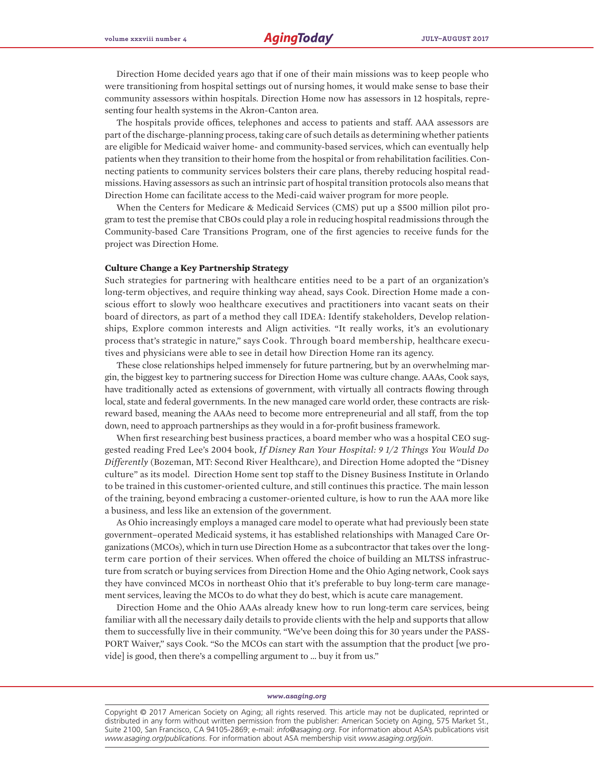Direction Home decided years ago that if one of their main missions was to keep people who were transitioning from hospital settings out of nursing homes, it would make sense to base their community assessors within hospitals. Direction Home now has assessors in 12 hospitals, representing four health systems in the Akron-Canton area.

The hospitals provide offices, telephones and access to patients and staff. AAA assessors are part of the discharge-planning process, taking care of such details as determining whether patients are eligible for Medicaid waiver home- and community-based services, which can eventually help patients when they transition to their home from the hospital or from rehabilitation facilities. Connecting patients to community services bolsters their care plans, thereby reducing hospital readmissions. Having assessors as such an intrinsic part of hospital transition protocols also means that Direction Home can facilitate access to the Medi-caid waiver program for more people.

When the Centers for Medicare & Medicaid Services (CMS) put up a $500 million pilot program to test the premise that CBOs could play a role in reducing hospital readmissions through the Community-based Care Transitions Program, one of the first agencies to receive funds for the project was Direction Home.

**Culture Change a Key Partnership Strategy**

Such strategies for partnering with healthcare entities need to be a part of an organization's long-term objectives, and require thinking way ahead, says Cook. Direction Home made a conscious effort to slowly woo healthcare executives and practitioners into vacant seats on their board of directors, as part of a method they call IDEA: Identify stakeholders, Develop relationships, Explore common interests and Align activities. "It really works, it's an evolutionary process that's strategic in nature," says Cook. Through board membership, healthcare executives and physicians were able to see in detail how Direction Home ran its agency.

These close relationships helped immensely for future partnering, but by an overwhelming margin, the biggest key to partnering success for Direction Home was culture change. AAAs, Cook says, have traditionally acted as extensions of government, with virtually all contracts flowing through local, state and federal governments. In the new managed care world order, these contracts are risk-reward based, meaning the AAAs need to become more entrepreneurial and all staff, from the top down, need to approach partnerships as they would in a for-profit business framework.

When first researching best business practices, a board member who was a hospital CEO suggested reading Fred Lee's 2004 book, *If Disney Ran Your Hospital: 9 1/2 Things You Would Do Differently* (Bozeman, MT: Second River Healthcare), and Direction Home adopted the "Disney culture" as its model. Direction Home sent top staff to the Disney Business Institute in Orlando to be trained in this customer-oriented culture, and still continues this practice. The main lesson of the training, beyond embracing a customer-oriented culture, is how to run the AAA more like a business, and less like an extension of the government.

As Ohio increasingly employs a managed care model to operate what had previously been state government–operated Medicaid systems, it has established relationships with Managed Care Organizations (MCOs), which in turn use Direction Home as a subcontractor that takes over the long-term care portion of their services. When offered the choice of building an MLTSS infrastructure from scratch or buying services from Direction Home and the Ohio Aging network, Cook says they have convinced MCOs in northeast Ohio that it's preferable to buy long-term care management services, leaving the MCOs to do what they do best, which is acute care management.

Direction Home and the Ohio AAAs already knew how to run long-term care services, being familiar with all the necessary daily details to provide clients with the help and supports that allow them to successfully live in their community. "We've been doing this for 30 years under the PASSPORT Waiver," says Cook. "So the MCOs can start with the assumption that the product [we provide] is good, then there's a compelling argument to … buy it from us."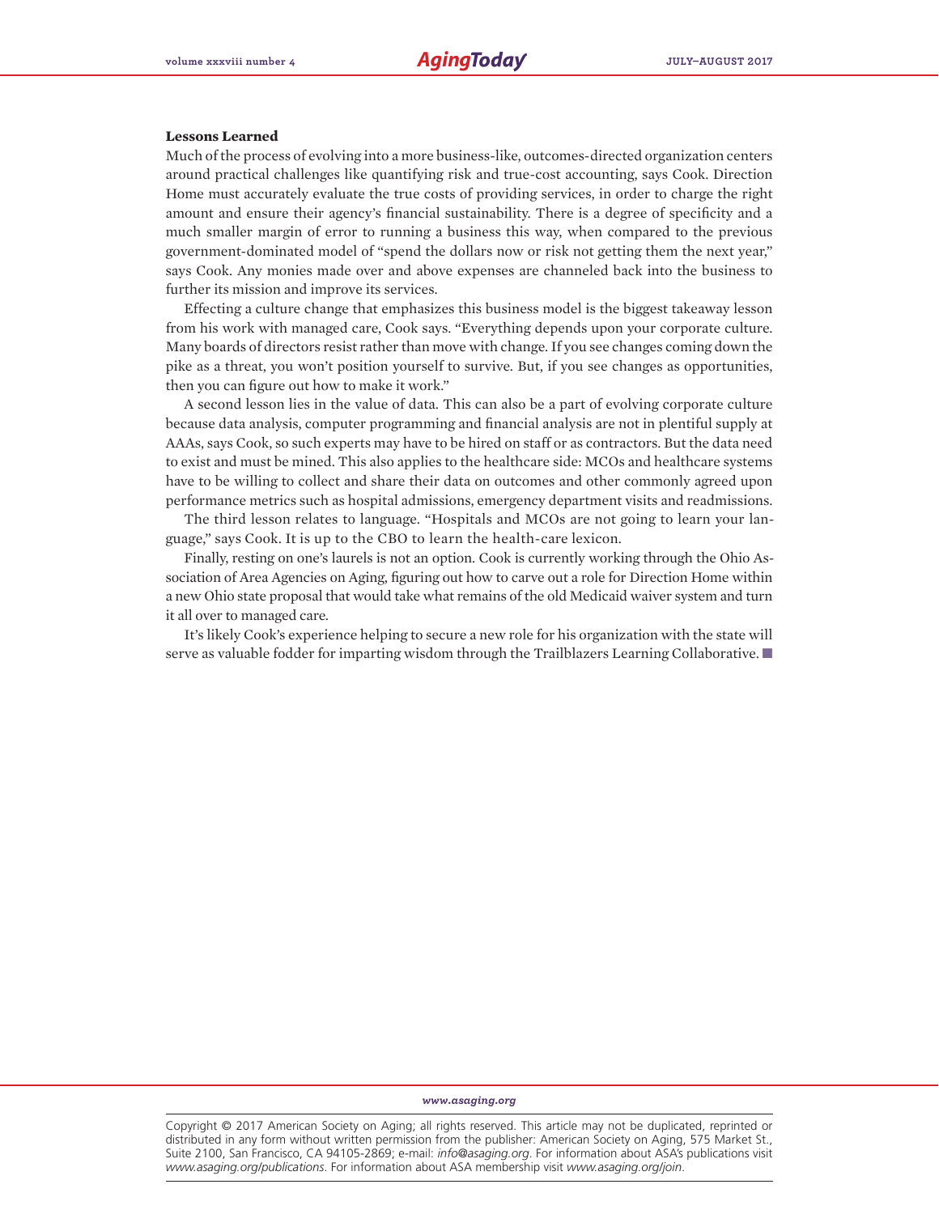**Lessons Learned**

Much of the process of evolving into a more business-like, outcomes-directed organization centers around practical challenges like quantifying risk and true-cost accounting, says Cook. Direction Home must accurately evaluate the true costs of providing services, in order to charge the right amount and ensure their agency's financial sustainability. There is a degree of specificity and a much smaller margin of error to running a business this way, when compared to the previous government-dominated model of "spend the dollars now or risk not getting them the next year," says Cook. Any monies made over and above expenses are channeled back into the business to further its mission and improve its services.

Effecting a culture change that emphasizes this business model is the biggest takeaway lesson from his work with managed care, Cook says. "Everything depends upon your corporate culture. Many boards of directors resist rather than move with change. If you see changes coming down the pike as a threat, you won't position yourself to survive. But, if you see changes as opportunities, then you can figure out how to make it work."

A second lesson lies in the value of data. This can also be a part of evolving corporate culture because data analysis, computer programming and financial analysis are not in plentiful supply at AAAs, says Cook, so such experts may have to be hired on staff or as contractors. But the data need to exist and must be mined. This also applies to the healthcare side: MCOs and healthcare systems have to be willing to collect and share their data on outcomes and other commonly agreed upon performance metrics such as hospital admissions, emergency department visits and readmissions.

The third lesson relates to language. "Hospitals and MCOs are not going to learn your language," says Cook. It is up to the CBO to learn the health-care lexicon.

Finally, resting on one's laurels is not an option. Cook is currently working through the Ohio Association of Area Agencies on Aging, figuring out how to carve out a role for Direction Home within a new Ohio state proposal that would take what remains of the old Medicaid waiver system and turn it all over to managed care.

It's likely Cook's experience helping to secure a new role for his organization with the state will serve as valuable fodder for imparting wisdom through the Trailblazers Learning Collaborative. ■

Copyright © 2017 American Society on Aging; all rights reserved. This article may not be duplicated, reprinted or distributed in any form without written permission from the publisher: American Society on Aging, 575 Market St., Suite 2100, San Francisco, CA 94105-2869; e-mail: *info@asaging.org*. For information about ASA's publications visit *www.asaging.org/publications*. For information about ASA membership visit *www.asaging.org/join*.